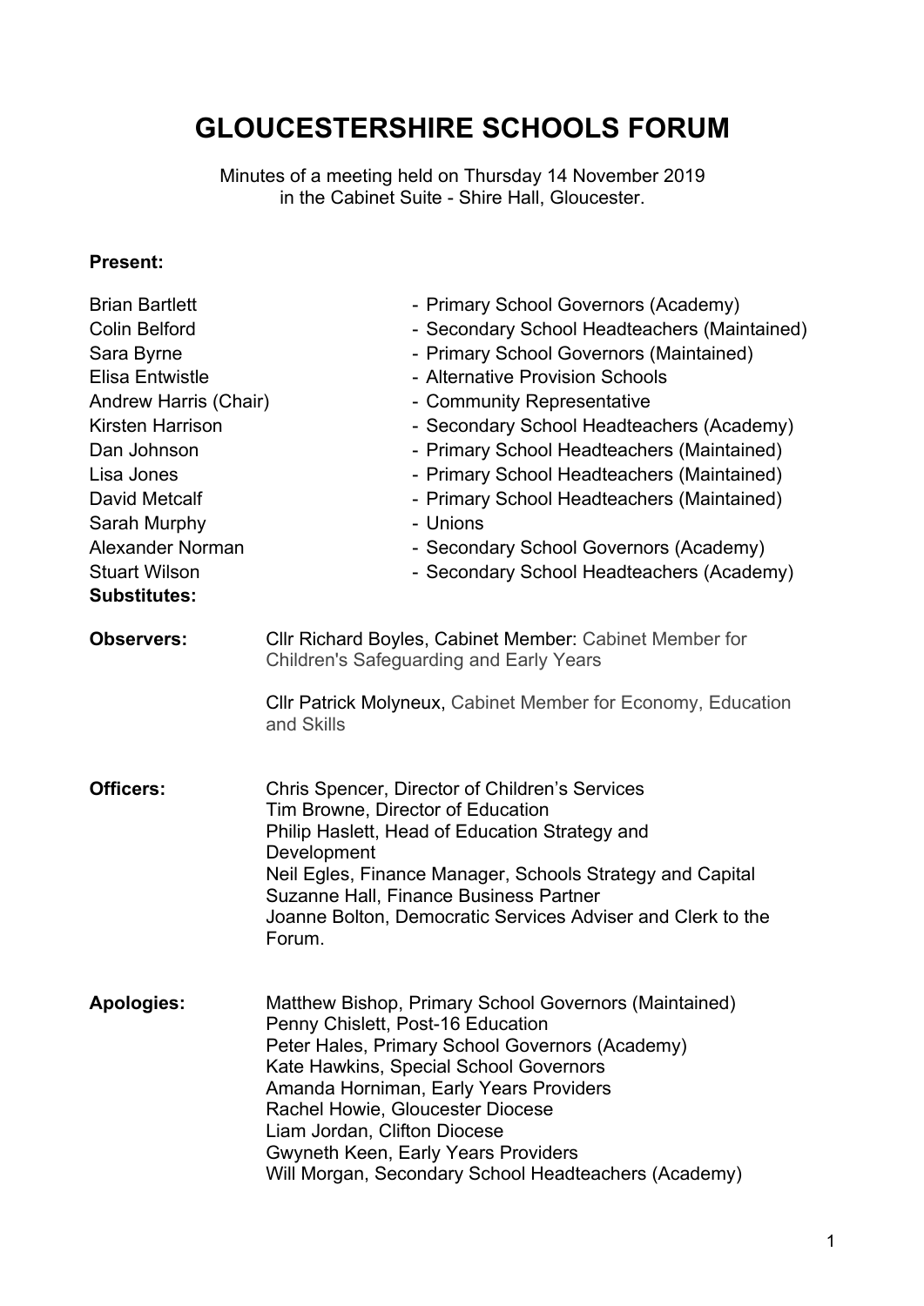# GLOUCESTERSHIRE SCHOOLS FORUM

Minutes of a meeting held on Thursday 14 November 2019
in the Cabinet Suite - Shire Hall, Gloucester.

**Present:**

| | |
|---|---|
| Brian Bartlett | - Primary School Governors (Academy) |
| Colin Belford | - Secondary School Headteachers (Maintained) |
| Sara Byrne | - Primary School Governors (Maintained) |
| Elisa Entwistle | - Alternative Provision Schools |
| Andrew Harris (Chair) | - Community Representative |
| Kirsten Harrison | - Secondary School Headteachers (Academy) |
| Dan Johnson | - Primary School Headteachers (Maintained) |
| Lisa Jones | - Primary School Headteachers (Maintained) |
| David Metcalf | - Primary School Headteachers (Maintained) |
| Sarah Murphy | - Unions |
| Alexander Norman | - Secondary School Governors (Academy) |
| Stuart Wilson | - Secondary School Headteachers (Academy) |

**Substitutes:**

**Observers:** Cllr Richard Boyles, Cabinet Member: Cabinet Member for Children's Safeguarding and Early Years

Cllr Patrick Molyneux, Cabinet Member for Economy, Education and Skills

**Officers:** Chris Spencer, Director of Children's Services
Tim Browne, Director of Education
Philip Haslett, Head of Education Strategy and Development
Neil Egles, Finance Manager, Schools Strategy and Capital
Suzanne Hall, Finance Business Partner
Joanne Bolton, Democratic Services Adviser and Clerk to the Forum.

**Apologies:** Matthew Bishop, Primary School Governors (Maintained)
Penny Chislett, Post-16 Education
Peter Hales, Primary School Governors (Academy)
Kate Hawkins, Special School Governors
Amanda Horniman, Early Years Providers
Rachel Howie, Gloucester Diocese
Liam Jordan, Clifton Diocese
Gwyneth Keen, Early Years Providers
Will Morgan, Secondary School Headteachers (Academy)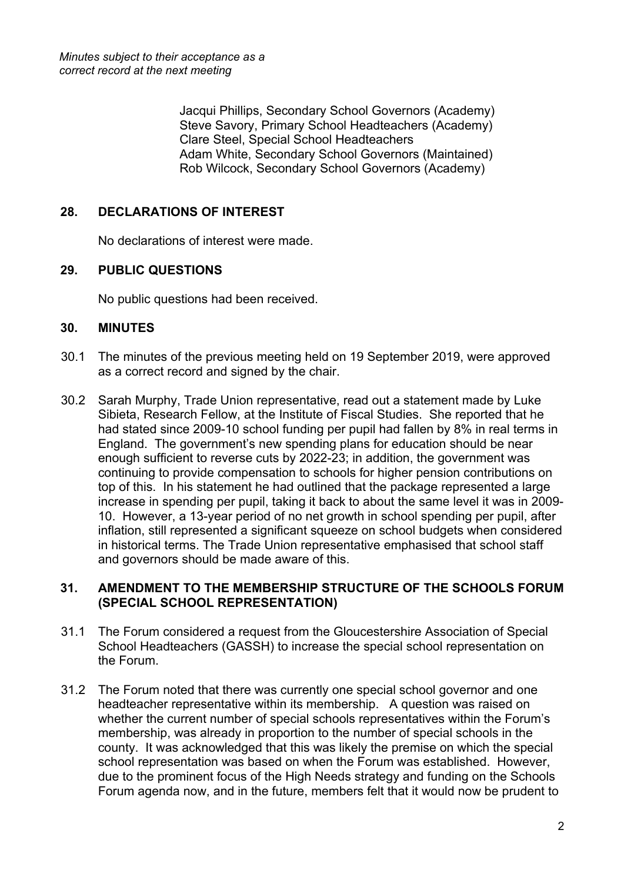*Minutes subject to their acceptance as a correct record at the next meeting*

Jacqui Phillips, Secondary School Governors (Academy)
Steve Savory, Primary School Headteachers (Academy)
Clare Steel, Special School Headteachers
Adam White, Secondary School Governors (Maintained)
Rob Wilcock, Secondary School Governors (Academy)

## 28. DECLARATIONS OF INTEREST

No declarations of interest were made.

## 29. PUBLIC QUESTIONS

No public questions had been received.

## 30. MINUTES

30.1 The minutes of the previous meeting held on 19 September 2019, were approved as a correct record and signed by the chair.

30.2 Sarah Murphy, Trade Union representative, read out a statement made by Luke Sibieta, Research Fellow, at the Institute of Fiscal Studies. She reported that he had stated since 2009-10 school funding per pupil had fallen by 8% in real terms in England. The government's new spending plans for education should be near enough sufficient to reverse cuts by 2022-23; in addition, the government was continuing to provide compensation to schools for higher pension contributions on top of this. In his statement he had outlined that the package represented a large increase in spending per pupil, taking it back to about the same level it was in 2009-10. However, a 13-year period of no net growth in school spending per pupil, after inflation, still represented a significant squeeze on school budgets when considered in historical terms. The Trade Union representative emphasised that school staff and governors should be made aware of this.

## 31. AMENDMENT TO THE MEMBERSHIP STRUCTURE OF THE SCHOOLS FORUM (SPECIAL SCHOOL REPRESENTATION)

31.1 The Forum considered a request from the Gloucestershire Association of Special School Headteachers (GASSH) to increase the special school representation on the Forum.

31.2 The Forum noted that there was currently one special school governor and one headteacher representative within its membership. A question was raised on whether the current number of special schools representatives within the Forum's membership, was already in proportion to the number of special schools in the county. It was acknowledged that this was likely the premise on which the special school representation was based on when the Forum was established. However, due to the prominent focus of the High Needs strategy and funding on the Schools Forum agenda now, and in the future, members felt that it would now be prudent to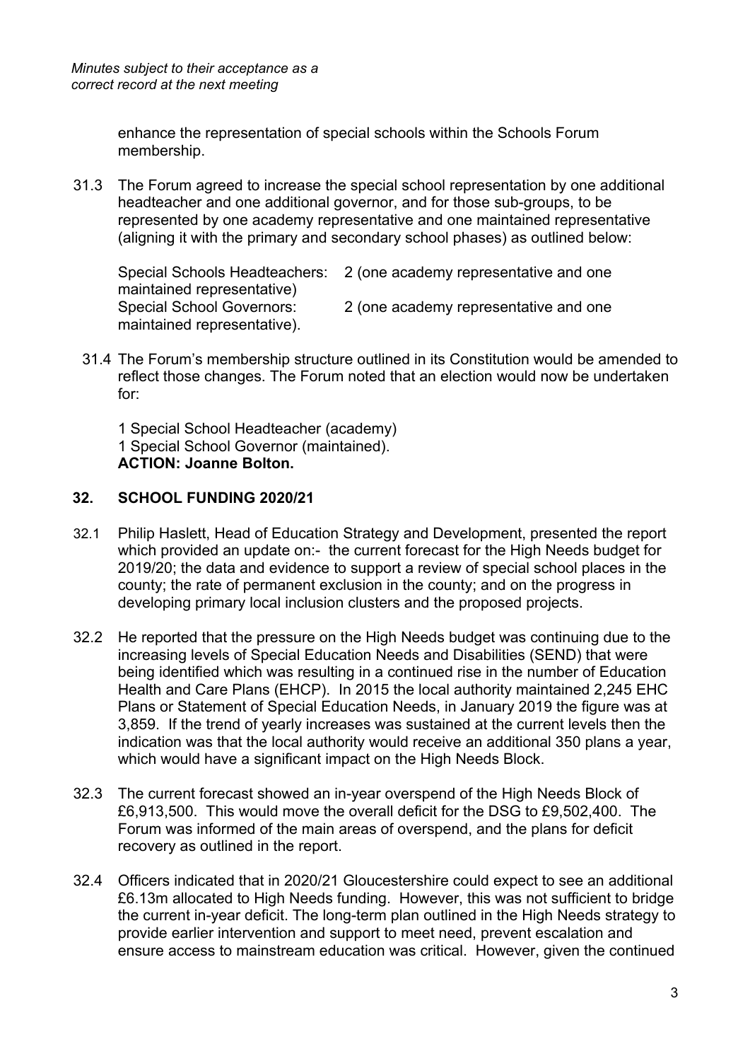enhance the representation of special schools within the Schools Forum membership.

31.3 The Forum agreed to increase the special school representation by one additional headteacher and one additional governor, and for those sub-groups, to be represented by one academy representative and one maintained representative (aligning it with the primary and secondary school phases) as outlined below:

Special Schools Headteachers: 2 (one academy representative and one maintained representative)
Special School Governors: 2 (one academy representative and one maintained representative).

31.4 The Forum's membership structure outlined in its Constitution would be amended to reflect those changes. The Forum noted that an election would now be undertaken for:

1 Special School Headteacher (academy)
1 Special School Governor (maintained).
**ACTION: Joanne Bolton.**

## 32. SCHOOL FUNDING 2020/21

32.1 Philip Haslett, Head of Education Strategy and Development, presented the report which provided an update on:- the current forecast for the High Needs budget for 2019/20; the data and evidence to support a review of special school places in the county; the rate of permanent exclusion in the county; and on the progress in developing primary local inclusion clusters and the proposed projects.

32.2 He reported that the pressure on the High Needs budget was continuing due to the increasing levels of Special Education Needs and Disabilities (SEND) that were being identified which was resulting in a continued rise in the number of Education Health and Care Plans (EHCP). In 2015 the local authority maintained 2,245 EHC Plans or Statement of Special Education Needs, in January 2019 the figure was at 3,859. If the trend of yearly increases was sustained at the current levels then the indication was that the local authority would receive an additional 350 plans a year, which would have a significant impact on the High Needs Block.

32.3 The current forecast showed an in-year overspend of the High Needs Block of £6,913,500. This would move the overall deficit for the DSG to £9,502,400. The Forum was informed of the main areas of overspend, and the plans for deficit recovery as outlined in the report.

32.4 Officers indicated that in 2020/21 Gloucestershire could expect to see an additional £6.13m allocated to High Needs funding. However, this was not sufficient to bridge the current in-year deficit. The long-term plan outlined in the High Needs strategy to provide earlier intervention and support to meet need, prevent escalation and ensure access to mainstream education was critical. However, given the continued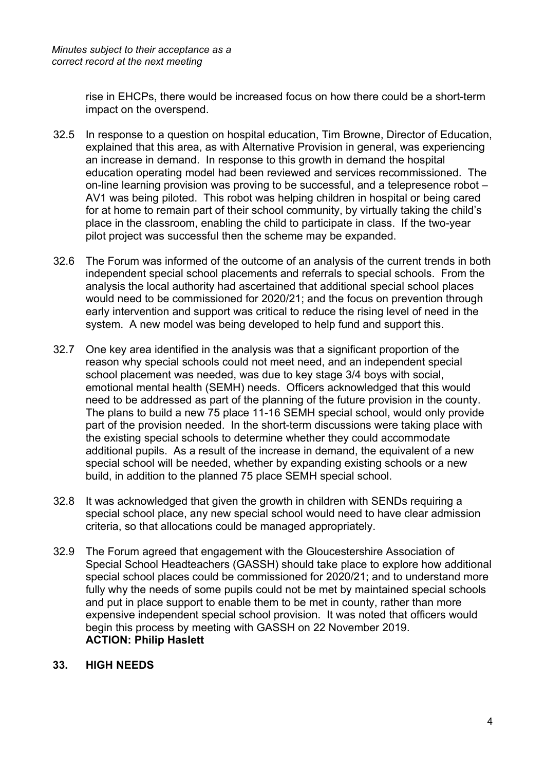*Minutes subject to their acceptance as a correct record at the next meeting*

rise in EHCPs, there would be increased focus on how there could be a short-term impact on the overspend.

32.5 In response to a question on hospital education, Tim Browne, Director of Education, explained that this area, as with Alternative Provision in general, was experiencing an increase in demand. In response to this growth in demand the hospital education operating model had been reviewed and services recommissioned. The on-line learning provision was proving to be successful, and a telepresence robot – AV1 was being piloted. This robot was helping children in hospital or being cared for at home to remain part of their school community, by virtually taking the child's place in the classroom, enabling the child to participate in class. If the two-year pilot project was successful then the scheme may be expanded.

32.6 The Forum was informed of the outcome of an analysis of the current trends in both independent special school placements and referrals to special schools. From the analysis the local authority had ascertained that additional special school places would need to be commissioned for 2020/21; and the focus on prevention through early intervention and support was critical to reduce the rising level of need in the system. A new model was being developed to help fund and support this.

32.7 One key area identified in the analysis was that a significant proportion of the reason why special schools could not meet need, and an independent special school placement was needed, was due to key stage 3/4 boys with social, emotional mental health (SEMH) needs. Officers acknowledged that this would need to be addressed as part of the planning of the future provision in the county. The plans to build a new 75 place 11-16 SEMH special school, would only provide part of the provision needed. In the short-term discussions were taking place with the existing special schools to determine whether they could accommodate additional pupils. As a result of the increase in demand, the equivalent of a new special school will be needed, whether by expanding existing schools or a new build, in addition to the planned 75 place SEMH special school.

32.8 It was acknowledged that given the growth in children with SENDs requiring a special school place, any new special school would need to have clear admission criteria, so that allocations could be managed appropriately.

32.9 The Forum agreed that engagement with the Gloucestershire Association of Special School Headteachers (GASSH) should take place to explore how additional special school places could be commissioned for 2020/21; and to understand more fully why the needs of some pupils could not be met by maintained special schools and put in place support to enable them to be met in county, rather than more expensive independent special school provision. It was noted that officers would begin this process by meeting with GASSH on 22 November 2019.
**ACTION: Philip Haslett**

## 33. HIGH NEEDS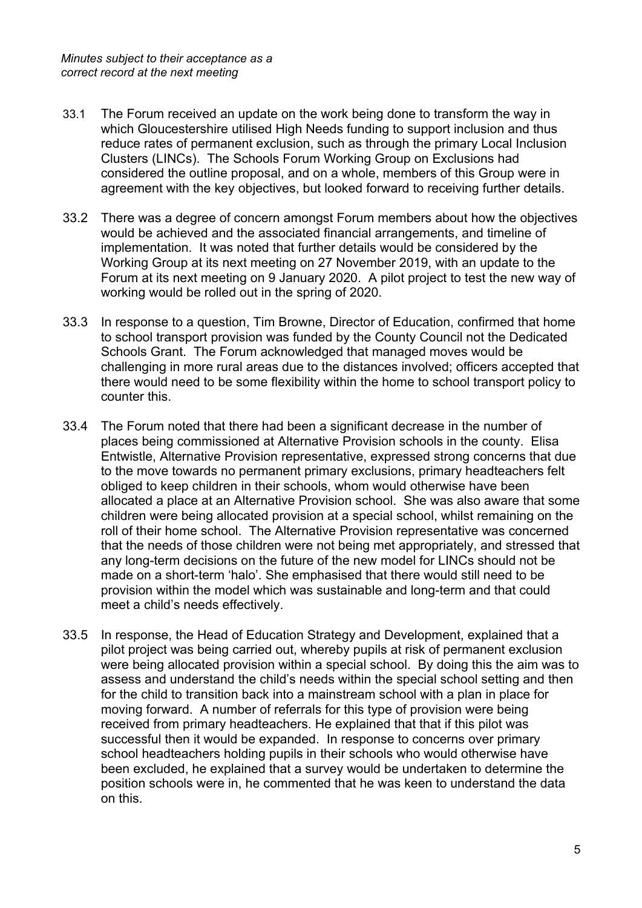*Minutes subject to their acceptance as a correct record at the next meeting*

33.1 The Forum received an update on the work being done to transform the way in which Gloucestershire utilised High Needs funding to support inclusion and thus reduce rates of permanent exclusion, such as through the primary Local Inclusion Clusters (LINCs). The Schools Forum Working Group on Exclusions had considered the outline proposal, and on a whole, members of this Group were in agreement with the key objectives, but looked forward to receiving further details.

33.2 There was a degree of concern amongst Forum members about how the objectives would be achieved and the associated financial arrangements, and timeline of implementation. It was noted that further details would be considered by the Working Group at its next meeting on 27 November 2019, with an update to the Forum at its next meeting on 9 January 2020. A pilot project to test the new way of working would be rolled out in the spring of 2020.

33.3 In response to a question, Tim Browne, Director of Education, confirmed that home to school transport provision was funded by the County Council not the Dedicated Schools Grant. The Forum acknowledged that managed moves would be challenging in more rural areas due to the distances involved; officers accepted that there would need to be some flexibility within the home to school transport policy to counter this.

33.4 The Forum noted that there had been a significant decrease in the number of places being commissioned at Alternative Provision schools in the county. Elisa Entwistle, Alternative Provision representative, expressed strong concerns that due to the move towards no permanent primary exclusions, primary headteachers felt obliged to keep children in their schools, whom would otherwise have been allocated a place at an Alternative Provision school. She was also aware that some children were being allocated provision at a special school, whilst remaining on the roll of their home school. The Alternative Provision representative was concerned that the needs of those children were not being met appropriately, and stressed that any long-term decisions on the future of the new model for LINCs should not be made on a short-term 'halo'. She emphasised that there would still need to be provision within the model which was sustainable and long-term and that could meet a child's needs effectively.

33.5 In response, the Head of Education Strategy and Development, explained that a pilot project was being carried out, whereby pupils at risk of permanent exclusion were being allocated provision within a special school. By doing this the aim was to assess and understand the child's needs within the special school setting and then for the child to transition back into a mainstream school with a plan in place for moving forward. A number of referrals for this type of provision were being received from primary headteachers. He explained that that if this pilot was successful then it would be expanded. In response to concerns over primary school headteachers holding pupils in their schools who would otherwise have been excluded, he explained that a survey would be undertaken to determine the position schools were in, he commented that he was keen to understand the data on this.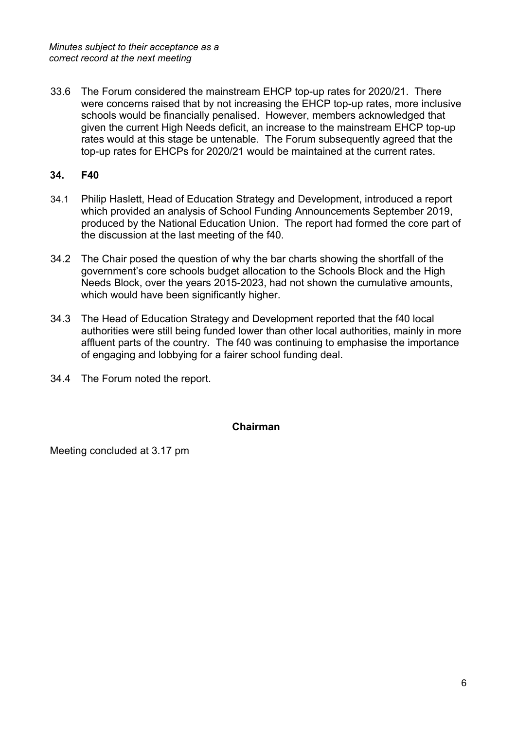*Minutes subject to their acceptance as a correct record at the next meeting*

33.6 The Forum considered the mainstream EHCP top-up rates for 2020/21. There were concerns raised that by not increasing the EHCP top-up rates, more inclusive schools would be financially penalised. However, members acknowledged that given the current High Needs deficit, an increase to the mainstream EHCP top-up rates would at this stage be untenable. The Forum subsequently agreed that the top-up rates for EHCPs for 2020/21 would be maintained at the current rates.

### 34. F40

34.1 Philip Haslett, Head of Education Strategy and Development, introduced a report which provided an analysis of School Funding Announcements September 2019, produced by the National Education Union. The report had formed the core part of the discussion at the last meeting of the f40.

34.2 The Chair posed the question of why the bar charts showing the shortfall of the government's core schools budget allocation to the Schools Block and the High Needs Block, over the years 2015-2023, had not shown the cumulative amounts, which would have been significantly higher.

34.3 The Head of Education Strategy and Development reported that the f40 local authorities were still being funded lower than other local authorities, mainly in more affluent parts of the country. The f40 was continuing to emphasise the importance of engaging and lobbying for a fairer school funding deal.

34.4 The Forum noted the report.

**Chairman**

Meeting concluded at 3.17 pm